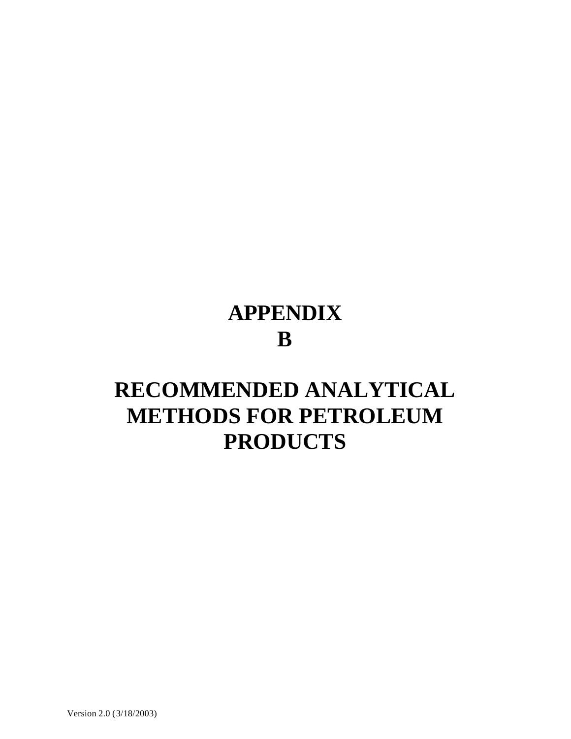# APPENDIX B

# RECOMMENDED ANALYTICAL METHODS FOR PETROLEUM PRODUCTS

Version 2.0 (3/18/2003)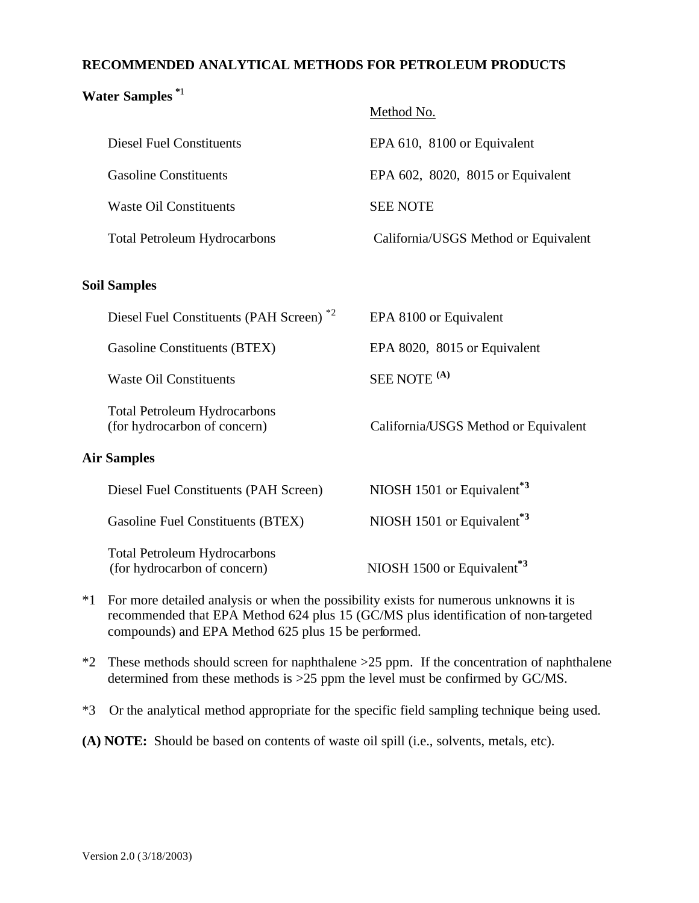## RECOMMENDED ANALYTICAL METHODS FOR PETROLEUM PRODUCTS

### Water Samples [*1]

| | Method No. |
|---|---|
| Diesel Fuel Constituents | EPA 610, 8100 or Equivalent |
| Gasoline Constituents | EPA 602, 8020, 8015 or Equivalent |
| Waste Oil Constituents | SEE NOTE |
| Total Petroleum Hydrocarbons | California/USGS Method or Equivalent |

### Soil Samples

| | |
|---|---|
| Diesel Fuel Constituents (PAH Screen) [*2] | EPA 8100 or Equivalent |
| Gasoline Constituents (BTEX) | EPA 8020, 8015 or Equivalent |
| Waste Oil Constituents | SEE NOTE [(A)] |
| Total Petroleum Hydrocarbons (for hydrocarbon of concern) | California/USGS Method or Equivalent |

### Air Samples

| | |
|---|---|
| Diesel Fuel Constituents (PAH Screen) | NIOSH 1501 or Equivalent[*3] |
| Gasoline Fuel Constituents (BTEX) | NIOSH 1501 or Equivalent[*3] |
| Total Petroleum Hydrocarbons (for hydrocarbon of concern) | NIOSH 1500 or Equivalent[*3] |

*1 For more detailed analysis or when the possibility exists for numerous unknowns it is recommended that EPA Method 624 plus 15 (GC/MS plus identification of non-targeted compounds) and EPA Method 625 plus 15 be performed.

*2 These methods should screen for naphthalene >25 ppm. If the concentration of naphthalene determined from these methods is >25 ppm the level must be confirmed by GC/MS.

*3 Or the analytical method appropriate for the specific field sampling technique being used.

**(A) NOTE:** Should be based on contents of waste oil spill (i.e., solvents, metals, etc).

Version 2.0 (3/18/2003)